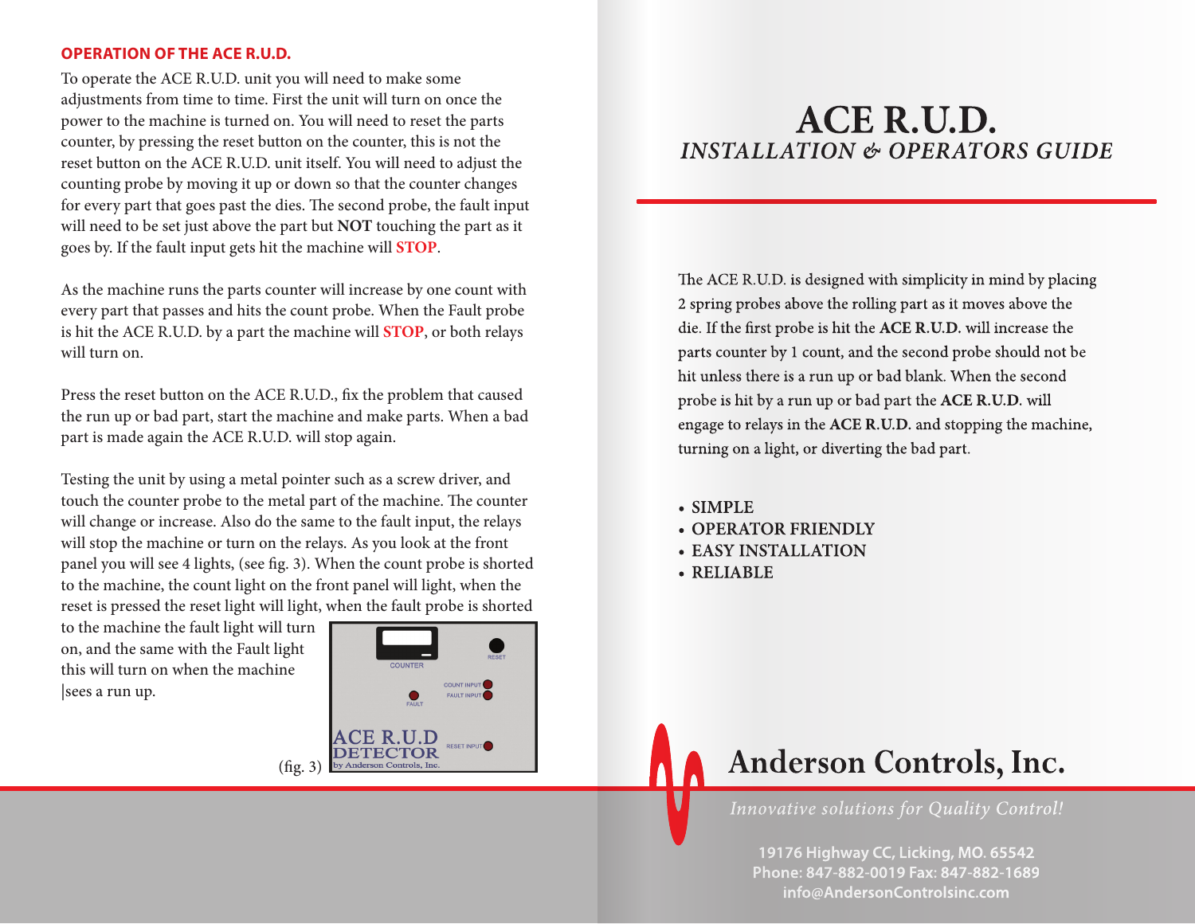## OPERATION OF THE ACE R.U.D.

To operate the ACE R.U.D. unit you will need to make some adjustments from time to time. First the unit will turn on once the power to the machine is turned on. You will need to reset the parts counter, by pressing the reset button on the counter, this is not the reset button on the ACE R.U.D. unit itself. You will need to adjust the counting probe by moving it up or down so that the counter changes for every part that goes past the dies. The second probe, the fault input will need to be set just above the part but **NOT** touching the part as it goes by. If the fault input gets hit the machine will **STOP**.

As the machine runs the parts counter will increase by one count with every part that passes and hits the count probe. When the Fault probe is hit the ACE R.U.D. by a part the machine will **STOP**, or both relays will turn on.

Press the reset button on the ACE R.U.D., fix the problem that caused the run up or bad part, start the machine and make parts. When a bad part is made again the ACE R.U.D. will stop again.

Testing the unit by using a metal pointer such as a screw driver, and touch the counter probe to the metal part of the machine. The counter will change or increase. Also do the same to the fault input, the relays will stop the machine or turn on the relays. As you look at the front panel you will see 4 lights, (see fig. 3). When the count probe is shorted to the machine, the count light on the front panel will light, when the reset is pressed the reset light will light, when the fault probe is shorted to the machine the fault light will turn on, and the same with the Fault light this will turn on when the machine |sees a run up.

COUNTER

RESET

COUNT INPUT

FAULT INPUT

FAULT

ACE R.U.D DETECTOR

by Anderson Controls, Inc.

RESET INPUT

(fig. 3)

# ACE R.U.D.

*INSTALLATION & OPERATORS GUIDE*

The ACE R.U.D. is designed with simplicity in mind by placing 2 spring probes above the rolling part as it moves above the die. If the first probe is hit the **ACE R.U.D.** will increase the parts counter by 1 count, and the second probe should not be hit unless there is a run up or bad blank. When the second probe is hit by a run up or bad part the **ACE R.U.D.** will engage to relays in the **ACE R.U.D.** and stopping the machine, turning on a light, or diverting the bad part.

- **SIMPLE**
- **OPERATOR FRIENDLY**
- **EASY INSTALLATION**
- **RELIABLE**

## Anderson Controls, Inc.

*Innovative solutions for Quality Control!*

**19176 Highway CC, Licking, MO. 65542**
**Phone: 847-882-0019 Fax: 847-882-1689**
**info@AndersonControlsinc.com**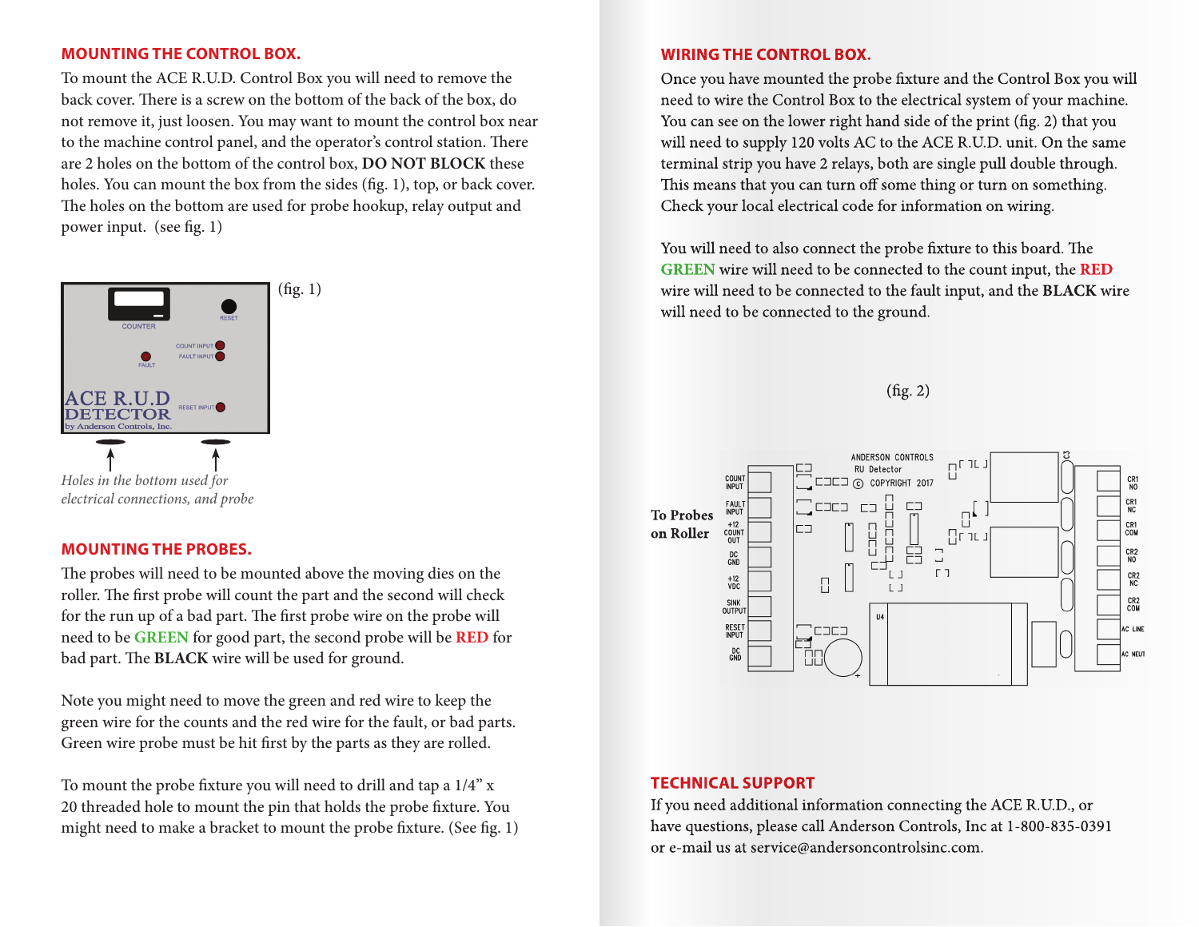## MOUNTING THE CONTROL BOX.

To mount the ACE R.U.D. Control Box you will need to remove the back cover. There is a screw on the bottom of the back of the box, do not remove it, just loosen. You may want to mount the control box near to the machine control panel, and the operator's control station. There are 2 holes on the bottom of the control box, **DO NOT BLOCK** these holes. You can mount the box from the sides (fig. 1), top, or back cover. The holes on the bottom are used for probe hookup, relay output and power input. (see fig. 1)

COUNTER

RESET

COUNT INPUT

FAULT INPUT

FAULT

ACE R.U.D

DETECTOR

by Anderson Controls, Inc.

RESET INPUT

(fig. 1)

*Holes in the bottom used for electrical connections, and probe*

## MOUNTING THE PROBES.

The probes will need to be mounted above the moving dies on the roller. The first probe will count the part and the second will check for the run up of a bad part. The first probe wire on the probe will need to be **GREEN** for good part, the second probe will be **RED** for bad part. The **BLACK** wire will be used for ground.

Note you might need to move the green and red wire to keep the green wire for the counts and the red wire for the fault, or bad parts. Green wire probe must be hit first by the parts as they are rolled.

To mount the probe fixture you will need to drill and tap a 1/4" x 20 threaded hole to mount the pin that holds the probe fixture. You might need to make a bracket to mount the probe fixture. (See fig. 1)

## WIRING THE CONTROL BOX.

Once you have mounted the probe fixture and the Control Box you will need to wire the Control Box to the electrical system of your machine. You can see on the lower right hand side of the print (fig. 2) that you will need to supply 120 volts AC to the ACE R.U.D. unit. On the same terminal strip you have 2 relays, both are single pull double through. This means that you can turn off some thing or turn on something. Check your local electrical code for information on wiring.

You will need to also connect the probe fixture to this board. The **GREEN** wire will need to be connected to the count input, the **RED** wire will need to be connected to the fault input, and the **BLACK** wire will need to be connected to the ground.

(fig. 2)

To Probes on Roller

ANDERSON CONTROLS

RU Detector

© COPYRIGHT 2017

COUNT INPUT

FAULT INPUT

+12 COUNT OUT

DC GND

+12 VDC

SINK OUTPUT

RESET INPUT

DC GND

U4

C3

CR1 NO

CR1 NC

CR1 COM

CR2 NO

CR2 NC

CR2 COM

AC LINE

AC NEUT

## TECHNICAL SUPPORT

If you need additional information connecting the ACE R.U.D., or have questions, please call Anderson Controls, Inc at 1-800-835-0391 or e-mail us at service@andersoncontrolsinc.com.